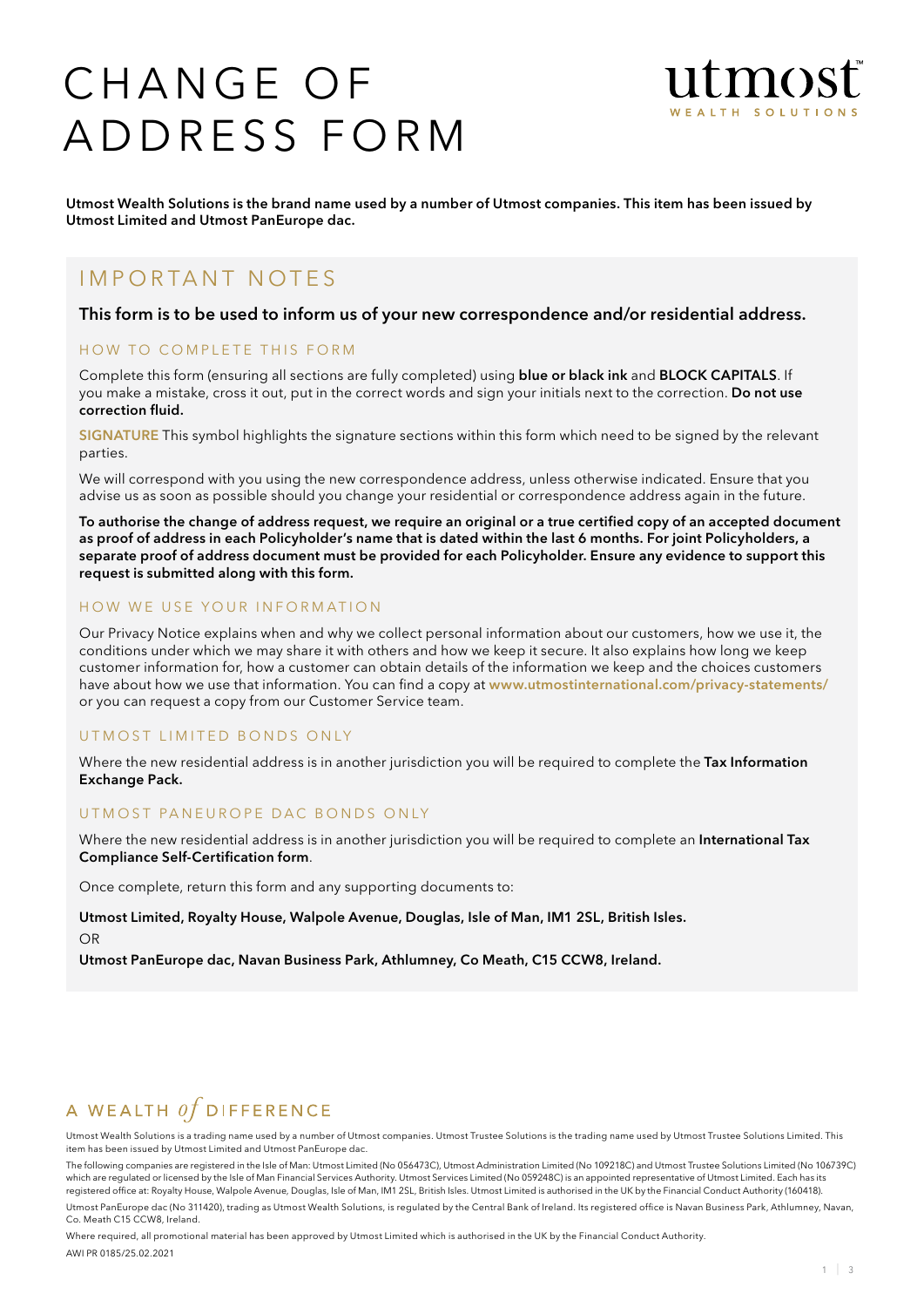# CHANGE OF ADDRESS FORM

utmost WEALTH SOLUTIONS

**Utmost Wealth Solutions is the brand name used by a number of Utmost companies. This item has been issued by Utmost Limited and Utmost PanEurope dac.**

## IMPORTANT NOTES

**This form is to be used to inform us of your new correspondence and/or residential address.**

### HOW TO COMPLETE THIS FORM

Complete this form (ensuring all sections are fully completed) using **blue or black ink** and **BLOCK CAPITALS**. If you make a mistake, cross it out, put in the correct words and sign your initials next to the correction. **Do not use correction fluid.**

**SIGNATURE** This symbol highlights the signature sections within this form which need to be signed by the relevant parties.

We will correspond with you using the new correspondence address, unless otherwise indicated. Ensure that you advise us as soon as possible should you change your residential or correspondence address again in the future.

**To authorise the change of address request, we require an original or a true certified copy of an accepted document as proof of address in each Policyholder's name that is dated within the last 6 months. For joint Policyholders, a separate proof of address document must be provided for each Policyholder. Ensure any evidence to support this request is submitted along with this form.**

### HOW WE USE YOUR INFORMATION

Our Privacy Notice explains when and why we collect personal information about our customers, how we use it, the conditions under which we may share it with others and how we keep it secure. It also explains how long we keep customer information for, how a customer can obtain details of the information we keep and the choices customers have about how we use that information. You can find a copy at **www.utmostinternational.com/privacy-statements/** or you can request a copy from our Customer Service team.

### UTMOST LIMITED BONDS ONLY

Where the new residential address is in another jurisdiction you will be required to complete the **Tax Information Exchange Pack.**

### UTMOST PANEUROPE DAC BONDS ONLY

Where the new residential address is in another jurisdiction you will be required to complete an **International Tax Compliance Self-Certification form**.

Once complete, return this form and any supporting documents to:

**Utmost Limited, Royalty House, Walpole Avenue, Douglas, Isle of Man, IM1 2SL, British Isles.**

OR

**Utmost PanEurope dac, Navan Business Park, Athlumney, Co Meath, C15 CCW8, Ireland.**

A WEALTH *of* DIFFERENCE

Utmost Wealth Solutions is a trading name used by a number of Utmost companies. Utmost Trustee Solutions is the trading name used by Utmost Trustee Solutions Limited. This item has been issued by Utmost Limited and Utmost PanEurope dac.

The following companies are registered in the Isle of Man: Utmost Limited (No 056473C), Utmost Administration Limited (No 109218C) and Utmost Trustee Solutions Limited (No 106739C) which are regulated or licensed by the Isle of Man Financial Services Authority. Utmost Services Limited (No 059248C) is an appointed representative of Utmost Limited. Each has its registered office at: Royalty House, Walpole Avenue, Douglas, Isle of Man, IM1 2SL, British Isles. Utmost Limited is authorised in the UK by the Financial Conduct Authority (160418).

Utmost PanEurope dac (No 311420), trading as Utmost Wealth Solutions, is regulated by the Central Bank of Ireland. Its registered office is Navan Business Park, Athlumney, Navan, Co. Meath C15 CCW8, Ireland.

Where required, all promotional material has been approved by Utmost Limited which is authorised in the UK by the Financial Conduct Authority.

AWI PR 0185/25.02.2021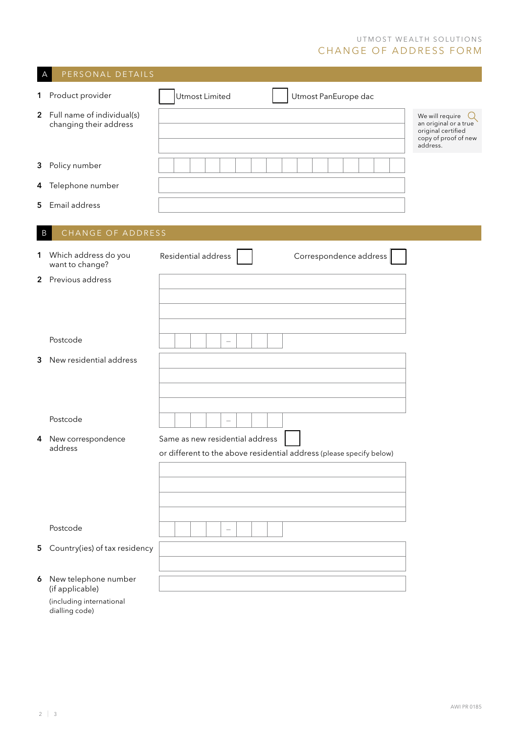UTMOST WEALTH SOLUTIONS

# CHANGE OF ADDRESS FORM

## A PERSONAL DETAILS

1 Product provider ☐ Utmost Limited ☐ Utmost PanEurope dac

2 Full name of individual(s) changing their address

We will require an original or a true original certified copy of proof of new address.

3 Policy number

4 Telephone number

5 Email address

## B CHANGE OF ADDRESS

1 Which address do you want to change? Residential address ☐ Correspondence address ☐

2 Previous address

Postcode

3 New residential address

Postcode

4 New correspondence address

Same as new residential address ☐

or different to the above residential address (please specify below)

Postcode

5 Country(ies) of tax residency

6 New telephone number (if applicable)
(including international dialling code)

AWI PR 0185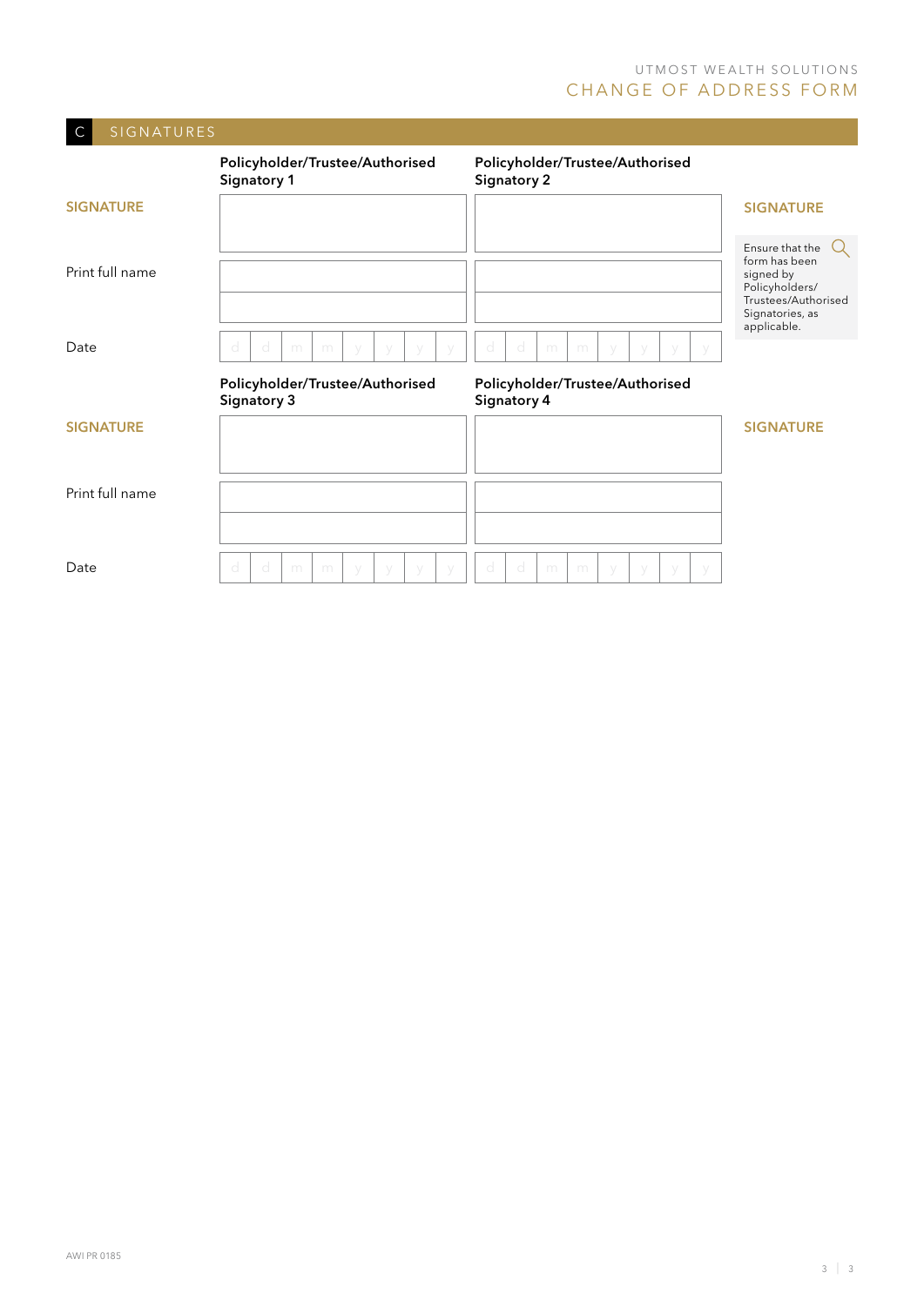## C SIGNATURES

| | Policyholder/Trustee/Authorised Signatory 1 | Policyholder/Trustee/Authorised Signatory 2 |
|---|---|---|
| **SIGNATURE** | | |
| Print full name | | |
| Date | d d m m y y y y | d d m m y y y y |

| | Policyholder/Trustee/Authorised Signatory 3 | Policyholder/Trustee/Authorised Signatory 4 |
|---|---|---|
| **SIGNATURE** | | |
| Print full name | | |
| Date | d d m m y y y y | d d m m y y y y |

**SIGNATURE**

Ensure that the form has been signed by Policyholders/Trustees/Authorised Signatories, as applicable.

**SIGNATURE**

AWI PR 0185